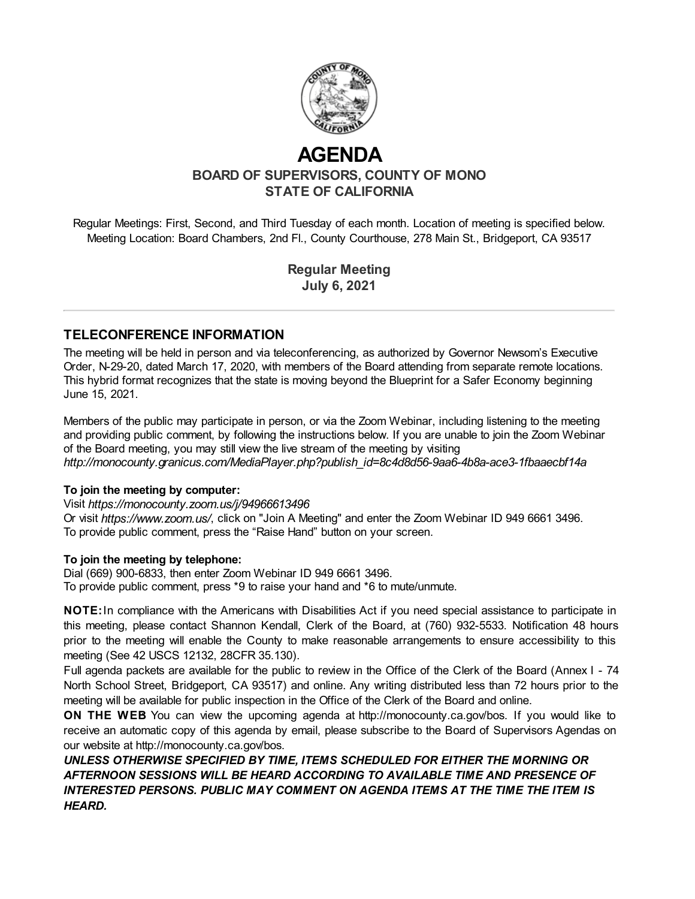# AGENDA

## BOARD OF SUPERVISORS, COUNTY OF MONO
## STATE OF CALIFORNIA

Regular Meetings: First, Second, and Third Tuesday of each month. Location of meeting is specified below.
Meeting Location: Board Chambers, 2nd Fl., County Courthouse, 278 Main St., Bridgeport, CA 93517

**Regular Meeting**
**July 6, 2021**

---

## TELECONFERENCE INFORMATION

The meeting will be held in person and via teleconferencing, as authorized by Governor Newsom's Executive Order, N-29-20, dated March 17, 2020, with members of the Board attending from separate remote locations. This hybrid format recognizes that the state is moving beyond the Blueprint for a Safer Economy beginning June 15, 2021.

Members of the public may participate in person, or via the Zoom Webinar, including listening to the meeting and providing public comment, by following the instructions below. If you are unable to join the Zoom Webinar of the Board meeting, you may still view the live stream of the meeting by visiting *http://monocounty.granicus.com/MediaPlayer.php?publish_id=8c4d8d56-9aa6-4b8a-ace3-1fbaaecbf14a*

**To join the meeting by computer:**
Visit *https://monocounty.zoom.us/j/94966613496*
Or visit *https://www.zoom.us/*, click on "Join A Meeting" and enter the Zoom Webinar ID 949 6661 3496.
To provide public comment, press the "Raise Hand" button on your screen.

**To join the meeting by telephone:**
Dial (669) 900-6833, then enter Zoom Webinar ID 949 6661 3496.
To provide public comment, press *9 to raise your hand and *6 to mute/unmute.

**NOTE:** In compliance with the Americans with Disabilities Act if you need special assistance to participate in this meeting, please contact Shannon Kendall, Clerk of the Board, at (760) 932-5533. Notification 48 hours prior to the meeting will enable the County to make reasonable arrangements to ensure accessibility to this meeting (See 42 USCS 12132, 28CFR 35.130).
Full agenda packets are available for the public to review in the Office of the Clerk of the Board (Annex I - 74 North School Street, Bridgeport, CA 93517) and online. Any writing distributed less than 72 hours prior to the meeting will be available for public inspection in the Office of the Clerk of the Board and online.
**ON THE WEB** You can view the upcoming agenda at http://monocounty.ca.gov/bos. If you would like to receive an automatic copy of this agenda by email, please subscribe to the Board of Supervisors Agendas on our website at http://monocounty.ca.gov/bos.
***UNLESS OTHERWISE SPECIFIED BY TIME, ITEMS SCHEDULED FOR EITHER THE MORNING OR AFTERNOON SESSIONS WILL BE HEARD ACCORDING TO AVAILABLE TIME AND PRESENCE OF INTERESTED PERSONS. PUBLIC MAY COMMENT ON AGENDA ITEMS AT THE TIME THE ITEM IS HEARD.***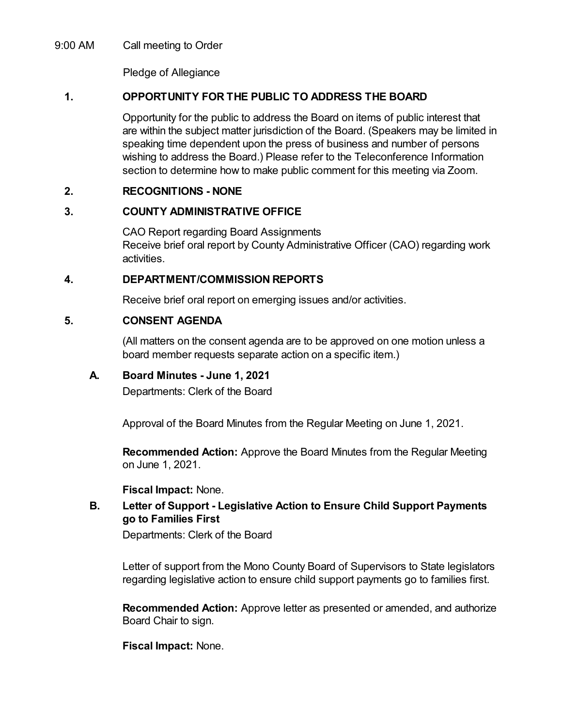9:00 AM Call meeting to Order

Pledge of Allegiance

## 1. OPPORTUNITY FOR THE PUBLIC TO ADDRESS THE BOARD

Opportunity for the public to address the Board on items of public interest that are within the subject matter jurisdiction of the Board. (Speakers may be limited in speaking time dependent upon the press of business and number of persons wishing to address the Board.) Please refer to the Teleconference Information section to determine how to make public comment for this meeting via Zoom.

## 2. RECOGNITIONS - NONE

## 3. COUNTY ADMINISTRATIVE OFFICE

CAO Report regarding Board Assignments
Receive brief oral report by County Administrative Officer (CAO) regarding work activities.

## 4. DEPARTMENT/COMMISSION REPORTS

Receive brief oral report on emerging issues and/or activities.

## 5. CONSENT AGENDA

(All matters on the consent agenda are to be approved on one motion unless a board member requests separate action on a specific item.)

### A. Board Minutes - June 1, 2021

Departments: Clerk of the Board

Approval of the Board Minutes from the Regular Meeting on June 1, 2021.

**Recommended Action:** Approve the Board Minutes from the Regular Meeting on June 1, 2021.

**Fiscal Impact:** None.

### B. Letter of Support - Legislative Action to Ensure Child Support Payments go to Families First

Departments: Clerk of the Board

Letter of support from the Mono County Board of Supervisors to State legislators regarding legislative action to ensure child support payments go to families first.

**Recommended Action:** Approve letter as presented or amended, and authorize Board Chair to sign.

**Fiscal Impact:** None.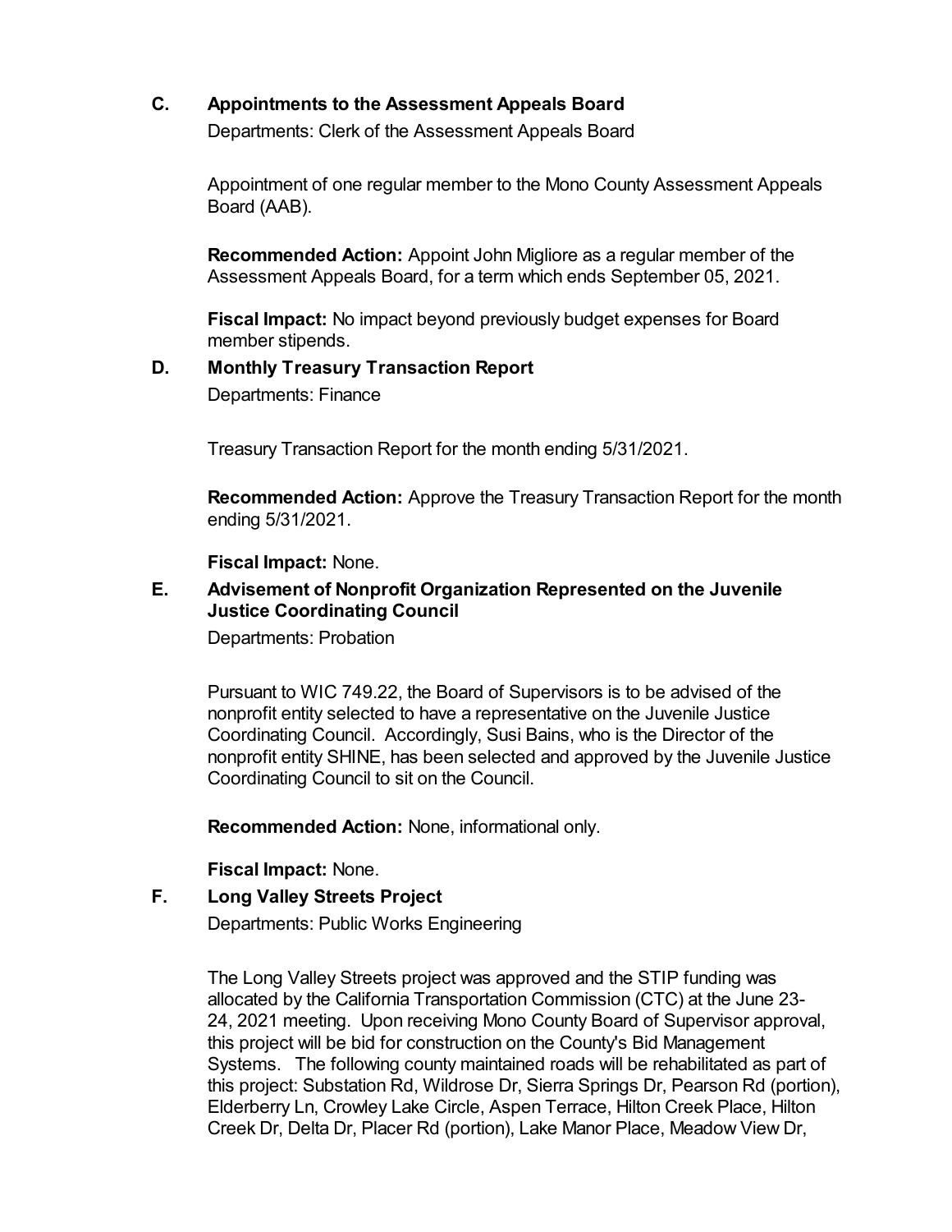## C. Appointments to the Assessment Appeals Board

Departments: Clerk of the Assessment Appeals Board

Appointment of one regular member to the Mono County Assessment Appeals Board (AAB).

**Recommended Action:** Appoint John Migliore as a regular member of the Assessment Appeals Board, for a term which ends September 05, 2021.

**Fiscal Impact:** No impact beyond previously budget expenses for Board member stipends.

## D. Monthly Treasury Transaction Report

Departments: Finance

Treasury Transaction Report for the month ending 5/31/2021.

**Recommended Action:** Approve the Treasury Transaction Report for the month ending 5/31/2021.

**Fiscal Impact:** None.

## E. Advisement of Nonprofit Organization Represented on the Juvenile Justice Coordinating Council

Departments: Probation

Pursuant to WIC 749.22, the Board of Supervisors is to be advised of the nonprofit entity selected to have a representative on the Juvenile Justice Coordinating Council. Accordingly, Susi Bains, who is the Director of the nonprofit entity SHINE, has been selected and approved by the Juvenile Justice Coordinating Council to sit on the Council.

**Recommended Action:** None, informational only.

**Fiscal Impact:** None.

## F. Long Valley Streets Project

Departments: Public Works Engineering

The Long Valley Streets project was approved and the STIP funding was allocated by the California Transportation Commission (CTC) at the June 23-24, 2021 meeting. Upon receiving Mono County Board of Supervisor approval, this project will be bid for construction on the County's Bid Management Systems. The following county maintained roads will be rehabilitated as part of this project: Substation Rd, Wildrose Dr, Sierra Springs Dr, Pearson Rd (portion), Elderberry Ln, Crowley Lake Circle, Aspen Terrace, Hilton Creek Place, Hilton Creek Dr, Delta Dr, Placer Rd (portion), Lake Manor Place, Meadow View Dr,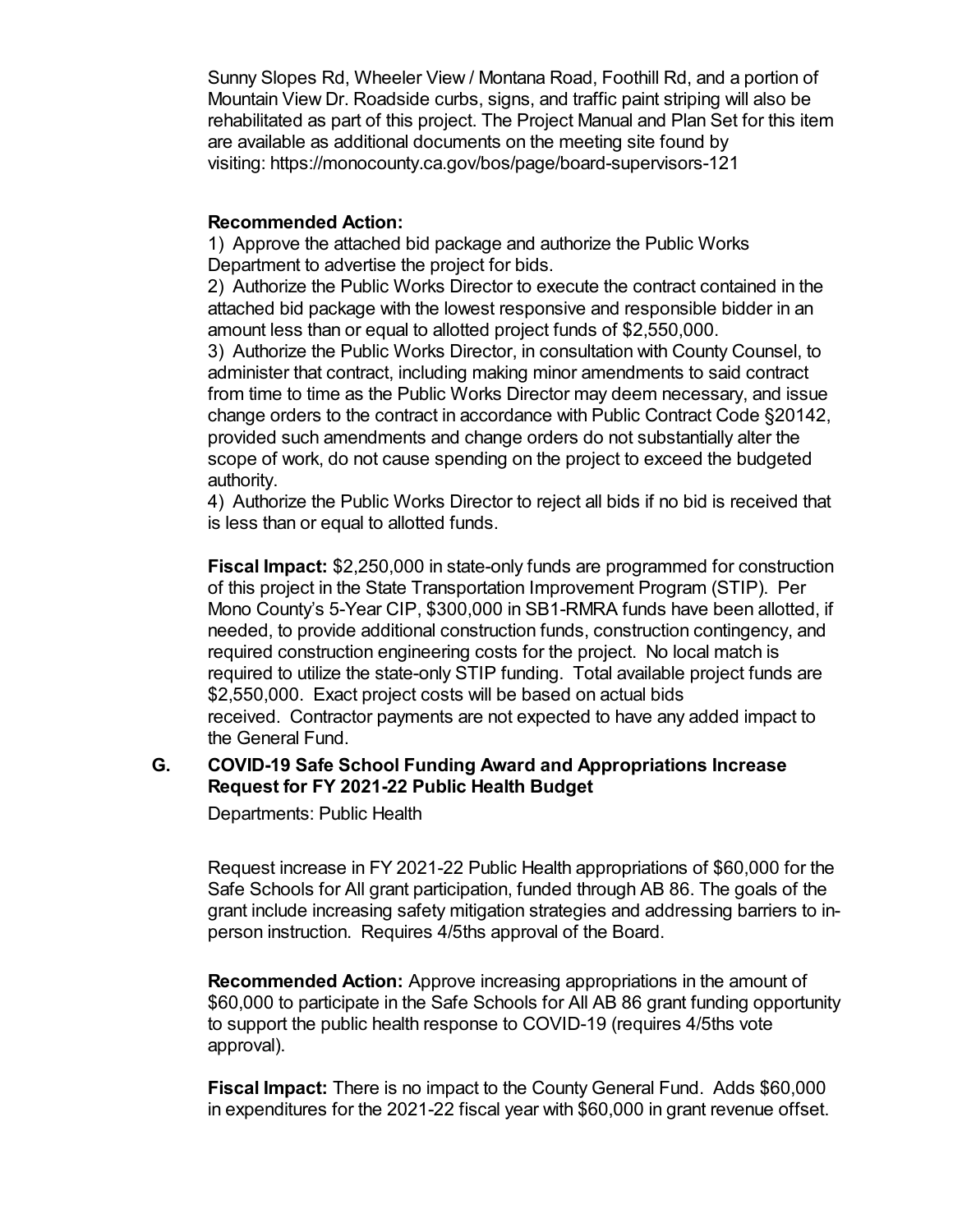Sunny Slopes Rd, Wheeler View / Montana Road, Foothill Rd, and a portion of Mountain View Dr. Roadside curbs, signs, and traffic paint striping will also be rehabilitated as part of this project. The Project Manual and Plan Set for this item are available as additional documents on the meeting site found by visiting: https://monocounty.ca.gov/bos/page/board-supervisors-121

**Recommended Action:**

1) Approve the attached bid package and authorize the Public Works Department to advertise the project for bids.

2) Authorize the Public Works Director to execute the contract contained in the attached bid package with the lowest responsive and responsible bidder in an amount less than or equal to allotted project funds of $2,550,000.

3) Authorize the Public Works Director, in consultation with County Counsel, to administer that contract, including making minor amendments to said contract from time to time as the Public Works Director may deem necessary, and issue change orders to the contract in accordance with Public Contract Code §20142, provided such amendments and change orders do not substantially alter the scope of work, do not cause spending on the project to exceed the budgeted authority.

4) Authorize the Public Works Director to reject all bids if no bid is received that is less than or equal to allotted funds.

**Fiscal Impact:** $2,250,000 in state-only funds are programmed for construction of this project in the State Transportation Improvement Program (STIP). Per Mono County's 5-Year CIP, $300,000 in SB1-RMRA funds have been allotted, if needed, to provide additional construction funds, construction contingency, and required construction engineering costs for the project. No local match is required to utilize the state-only STIP funding. Total available project funds are $2,550,000. Exact project costs will be based on actual bids received. Contractor payments are not expected to have any added impact to the General Fund.

**G. COVID-19 Safe School Funding Award and Appropriations Increase Request for FY 2021-22 Public Health Budget**

Departments: Public Health

Request increase in FY 2021-22 Public Health appropriations of $60,000 for the Safe Schools for All grant participation, funded through AB 86. The goals of the grant include increasing safety mitigation strategies and addressing barriers to in-person instruction. Requires 4/5ths approval of the Board.

**Recommended Action:** Approve increasing appropriations in the amount of $60,000 to participate in the Safe Schools for All AB 86 grant funding opportunity to support the public health response to COVID-19 (requires 4/5ths vote approval).

**Fiscal Impact:** There is no impact to the County General Fund. Adds $60,000 in expenditures for the 2021-22 fiscal year with $60,000 in grant revenue offset.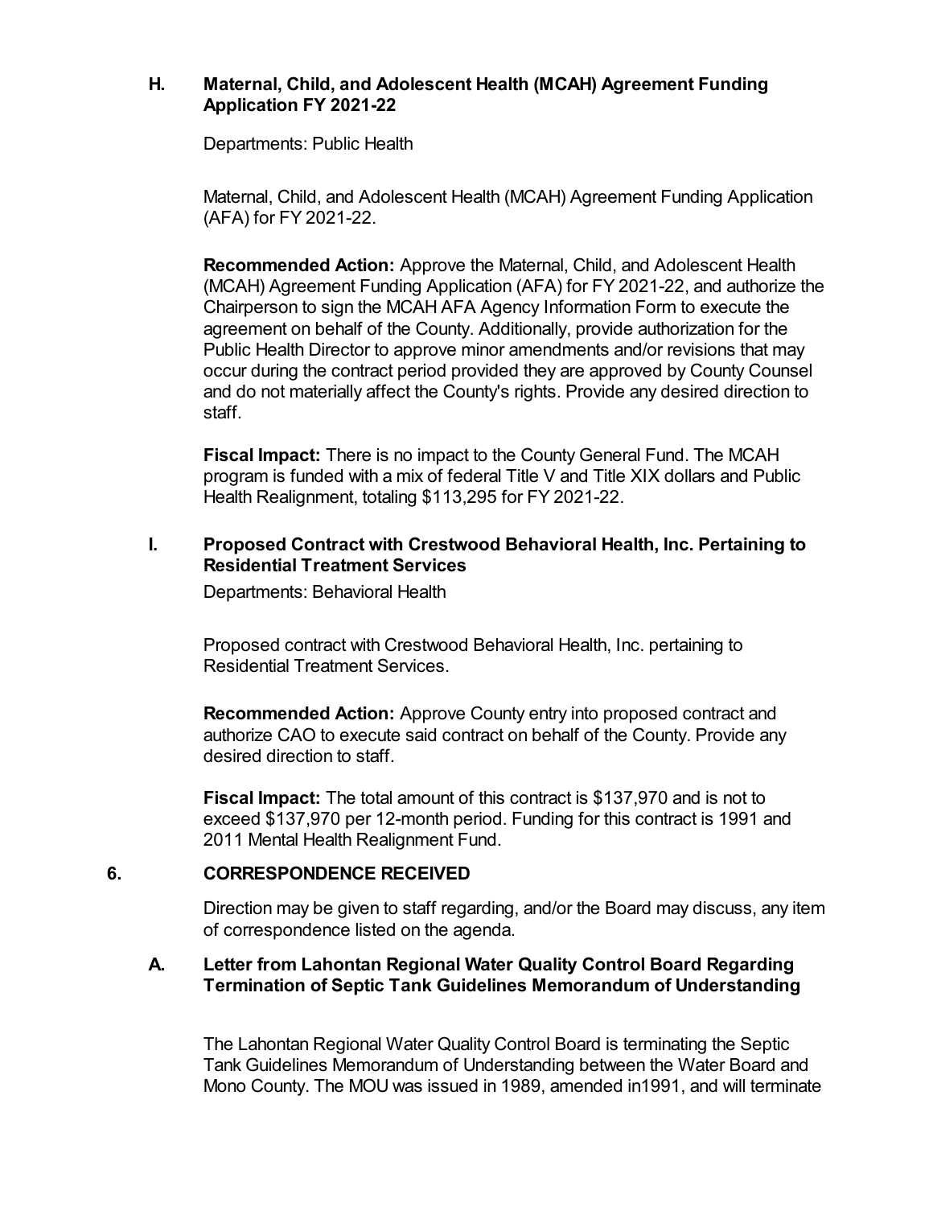### H. Maternal, Child, and Adolescent Health (MCAH) Agreement Funding Application FY 2021-22

Departments: Public Health

Maternal, Child, and Adolescent Health (MCAH) Agreement Funding Application (AFA) for FY 2021-22.

**Recommended Action:** Approve the Maternal, Child, and Adolescent Health (MCAH) Agreement Funding Application (AFA) for FY 2021-22, and authorize the Chairperson to sign the MCAH AFA Agency Information Form to execute the agreement on behalf of the County. Additionally, provide authorization for the Public Health Director to approve minor amendments and/or revisions that may occur during the contract period provided they are approved by County Counsel and do not materially affect the County's rights. Provide any desired direction to staff.

**Fiscal Impact:** There is no impact to the County General Fund. The MCAH program is funded with a mix of federal Title V and Title XIX dollars and Public Health Realignment, totaling $113,295 for FY 2021-22.

### I. Proposed Contract with Crestwood Behavioral Health, Inc. Pertaining to Residential Treatment Services

Departments: Behavioral Health

Proposed contract with Crestwood Behavioral Health, Inc. pertaining to Residential Treatment Services.

**Recommended Action:** Approve County entry into proposed contract and authorize CAO to execute said contract on behalf of the County. Provide any desired direction to staff.

**Fiscal Impact:** The total amount of this contract is $137,970 and is not to exceed $137,970 per 12-month period. Funding for this contract is 1991 and 2011 Mental Health Realignment Fund.

## 6. CORRESPONDENCE RECEIVED

Direction may be given to staff regarding, and/or the Board may discuss, any item of correspondence listed on the agenda.

### A. Letter from Lahontan Regional Water Quality Control Board Regarding Termination of Septic Tank Guidelines Memorandum of Understanding

The Lahontan Regional Water Quality Control Board is terminating the Septic Tank Guidelines Memorandum of Understanding between the Water Board and Mono County. The MOU was issued in 1989, amended in1991, and will terminate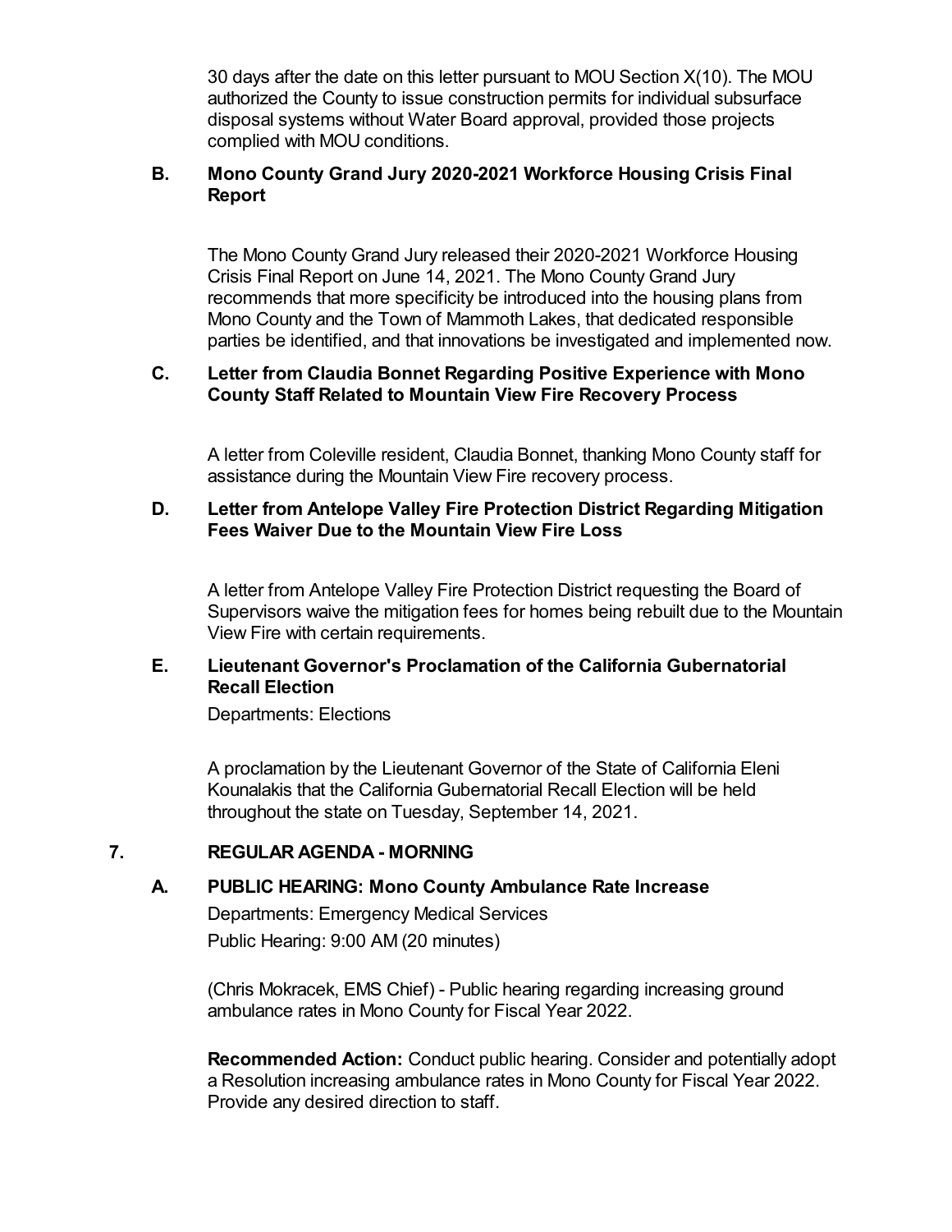30 days after the date on this letter pursuant to MOU Section X(10). The MOU authorized the County to issue construction permits for individual subsurface disposal systems without Water Board approval, provided those projects complied with MOU conditions.

**B. Mono County Grand Jury 2020-2021 Workforce Housing Crisis Final Report**

The Mono County Grand Jury released their 2020-2021 Workforce Housing Crisis Final Report on June 14, 2021. The Mono County Grand Jury recommends that more specificity be introduced into the housing plans from Mono County and the Town of Mammoth Lakes, that dedicated responsible parties be identified, and that innovations be investigated and implemented now.

**C. Letter from Claudia Bonnet Regarding Positive Experience with Mono County Staff Related to Mountain View Fire Recovery Process**

A letter from Coleville resident, Claudia Bonnet, thanking Mono County staff for assistance during the Mountain View Fire recovery process.

**D. Letter from Antelope Valley Fire Protection District Regarding Mitigation Fees Waiver Due to the Mountain View Fire Loss**

A letter from Antelope Valley Fire Protection District requesting the Board of Supervisors waive the mitigation fees for homes being rebuilt due to the Mountain View Fire with certain requirements.

**E. Lieutenant Governor's Proclamation of the California Gubernatorial Recall Election**

Departments: Elections

A proclamation by the Lieutenant Governor of the State of California Eleni Kounalakis that the California Gubernatorial Recall Election will be held throughout the state on Tuesday, September 14, 2021.

## 7. REGULAR AGENDA - MORNING

**A. PUBLIC HEARING: Mono County Ambulance Rate Increase**

Departments: Emergency Medical Services

Public Hearing: 9:00 AM (20 minutes)

(Chris Mokracek, EMS Chief) - Public hearing regarding increasing ground ambulance rates in Mono County for Fiscal Year 2022.

**Recommended Action:** Conduct public hearing. Consider and potentially adopt a Resolution increasing ambulance rates in Mono County for Fiscal Year 2022. Provide any desired direction to staff.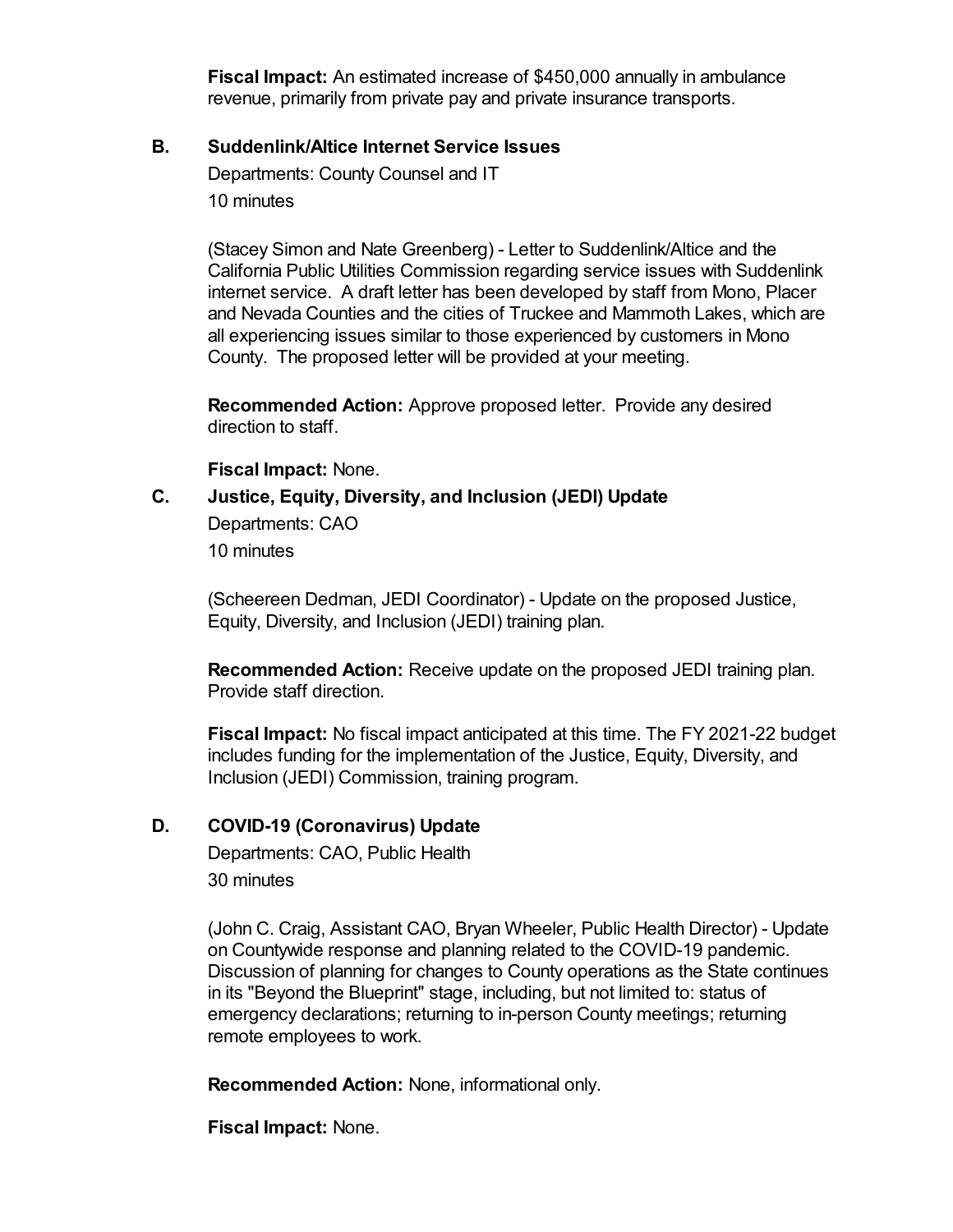**Fiscal Impact:** An estimated increase of $450,000 annually in ambulance revenue, primarily from private pay and private insurance transports.

### B. Suddenlink/Altice Internet Service Issues

Departments: County Counsel and IT

10 minutes

(Stacey Simon and Nate Greenberg) - Letter to Suddenlink/Altice and the California Public Utilities Commission regarding service issues with Suddenlink internet service. A draft letter has been developed by staff from Mono, Placer and Nevada Counties and the cities of Truckee and Mammoth Lakes, which are all experiencing issues similar to those experienced by customers in Mono County. The proposed letter will be provided at your meeting.

**Recommended Action:** Approve proposed letter. Provide any desired direction to staff.

**Fiscal Impact:** None.

### C. Justice, Equity, Diversity, and Inclusion (JEDI) Update

Departments: CAO

10 minutes

(Scheereen Dedman, JEDI Coordinator) - Update on the proposed Justice, Equity, Diversity, and Inclusion (JEDI) training plan.

**Recommended Action:** Receive update on the proposed JEDI training plan. Provide staff direction.

**Fiscal Impact:** No fiscal impact anticipated at this time. The FY 2021-22 budget includes funding for the implementation of the Justice, Equity, Diversity, and Inclusion (JEDI) Commission, training program.

### D. COVID-19 (Coronavirus) Update

Departments: CAO, Public Health

30 minutes

(John C. Craig, Assistant CAO, Bryan Wheeler, Public Health Director) - Update on Countywide response and planning related to the COVID-19 pandemic. Discussion of planning for changes to County operations as the State continues in its "Beyond the Blueprint" stage, including, but not limited to: status of emergency declarations; returning to in-person County meetings; returning remote employees to work.

**Recommended Action:** None, informational only.

**Fiscal Impact:** None.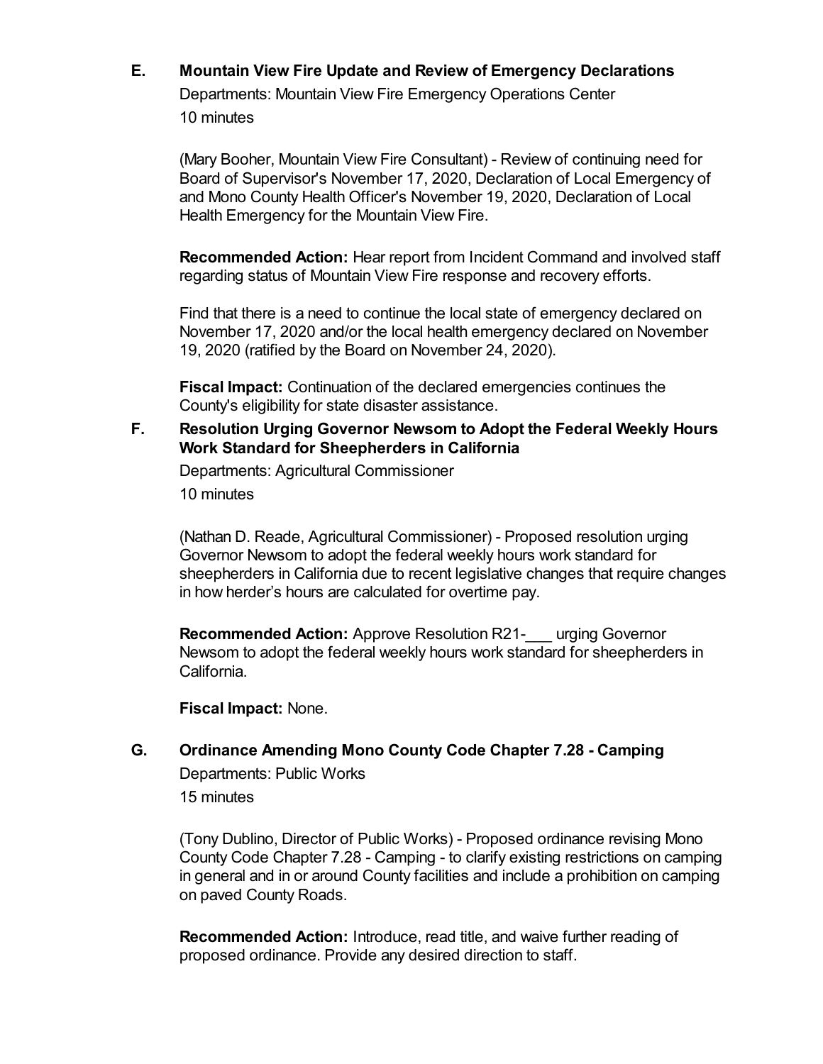**E. Mountain View Fire Update and Review of Emergency Declarations**

Departments: Mountain View Fire Emergency Operations Center

10 minutes

(Mary Booher, Mountain View Fire Consultant) - Review of continuing need for Board of Supervisor's November 17, 2020, Declaration of Local Emergency of and Mono County Health Officer's November 19, 2020, Declaration of Local Health Emergency for the Mountain View Fire.

**Recommended Action:** Hear report from Incident Command and involved staff regarding status of Mountain View Fire response and recovery efforts.

Find that there is a need to continue the local state of emergency declared on November 17, 2020 and/or the local health emergency declared on November 19, 2020 (ratified by the Board on November 24, 2020).

**Fiscal Impact:** Continuation of the declared emergencies continues the County's eligibility for state disaster assistance.

**F. Resolution Urging Governor Newsom to Adopt the Federal Weekly Hours Work Standard for Sheepherders in California**

Departments: Agricultural Commissioner

10 minutes

(Nathan D. Reade, Agricultural Commissioner) - Proposed resolution urging Governor Newsom to adopt the federal weekly hours work standard for sheepherders in California due to recent legislative changes that require changes in how herder's hours are calculated for overtime pay.

**Recommended Action:** Approve Resolution R21-___ urging Governor Newsom to adopt the federal weekly hours work standard for sheepherders in California.

**Fiscal Impact:** None.

**G. Ordinance Amending Mono County Code Chapter 7.28 - Camping**

Departments: Public Works

15 minutes

(Tony Dublino, Director of Public Works) - Proposed ordinance revising Mono County Code Chapter 7.28 - Camping - to clarify existing restrictions on camping in general and in or around County facilities and include a prohibition on camping on paved County Roads.

**Recommended Action:** Introduce, read title, and waive further reading of proposed ordinance. Provide any desired direction to staff.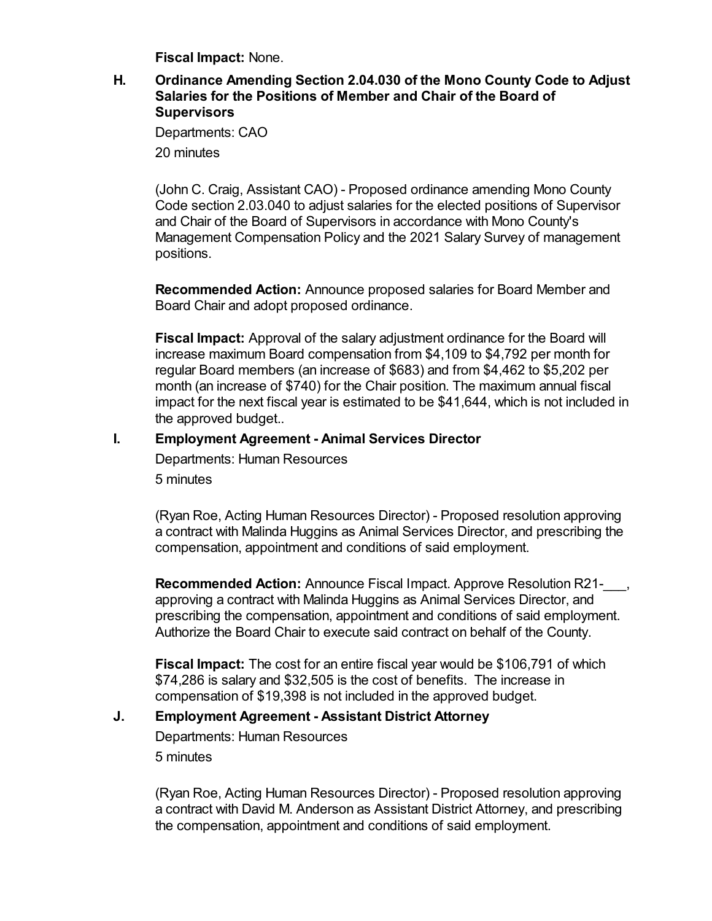**Fiscal Impact:** None.

### H. Ordinance Amending Section 2.04.030 of the Mono County Code to Adjust Salaries for the Positions of Member and Chair of the Board of Supervisors

Departments: CAO

20 minutes

(John C. Craig, Assistant CAO) - Proposed ordinance amending Mono County Code section 2.03.040 to adjust salaries for the elected positions of Supervisor and Chair of the Board of Supervisors in accordance with Mono County's Management Compensation Policy and the 2021 Salary Survey of management positions.

**Recommended Action:** Announce proposed salaries for Board Member and Board Chair and adopt proposed ordinance.

**Fiscal Impact:** Approval of the salary adjustment ordinance for the Board will increase maximum Board compensation from $4,109 to $4,792 per month for regular Board members (an increase of $683) and from $4,462 to $5,202 per month (an increase of $740) for the Chair position. The maximum annual fiscal impact for the next fiscal year is estimated to be $41,644, which is not included in the approved budget..

### I. Employment Agreement - Animal Services Director

Departments: Human Resources

5 minutes

(Ryan Roe, Acting Human Resources Director) - Proposed resolution approving a contract with Malinda Huggins as Animal Services Director, and prescribing the compensation, appointment and conditions of said employment.

**Recommended Action:** Announce Fiscal Impact. Approve Resolution R21-___, approving a contract with Malinda Huggins as Animal Services Director, and prescribing the compensation, appointment and conditions of said employment. Authorize the Board Chair to execute said contract on behalf of the County.

**Fiscal Impact:** The cost for an entire fiscal year would be $106,791 of which $74,286 is salary and $32,505 is the cost of benefits. The increase in compensation of $19,398 is not included in the approved budget.

### J. Employment Agreement - Assistant District Attorney

Departments: Human Resources

5 minutes

(Ryan Roe, Acting Human Resources Director) - Proposed resolution approving a contract with David M. Anderson as Assistant District Attorney, and prescribing the compensation, appointment and conditions of said employment.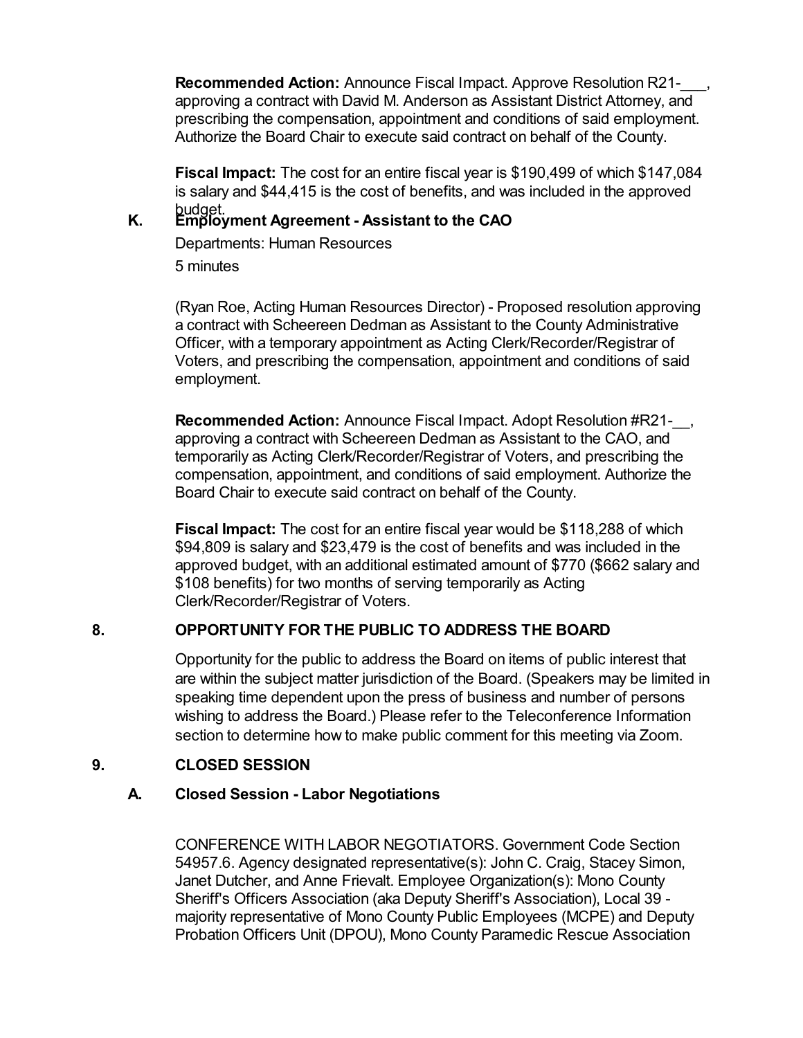**Recommended Action:** Announce Fiscal Impact. Approve Resolution R21-___, approving a contract with David M. Anderson as Assistant District Attorney, and prescribing the compensation, appointment and conditions of said employment. Authorize the Board Chair to execute said contract on behalf of the County.

**Fiscal Impact:** The cost for an entire fiscal year is $190,499 of which $147,084 is salary and $44,415 is the cost of benefits, and was included in the approved budget.

### K. Employment Agreement - Assistant to the CAO

Departments: Human Resources

5 minutes

(Ryan Roe, Acting Human Resources Director) - Proposed resolution approving a contract with Scheereen Dedman as Assistant to the County Administrative Officer, with a temporary appointment as Acting Clerk/Recorder/Registrar of Voters, and prescribing the compensation, appointment and conditions of said employment.

**Recommended Action:** Announce Fiscal Impact. Adopt Resolution #R21-__, approving a contract with Scheereen Dedman as Assistant to the CAO, and temporarily as Acting Clerk/Recorder/Registrar of Voters, and prescribing the compensation, appointment, and conditions of said employment. Authorize the Board Chair to execute said contract on behalf of the County.

**Fiscal Impact:** The cost for an entire fiscal year would be $118,288 of which $94,809 is salary and $23,479 is the cost of benefits and was included in the approved budget, with an additional estimated amount of $770 ($662 salary and $108 benefits) for two months of serving temporarily as Acting Clerk/Recorder/Registrar of Voters.

## 8. OPPORTUNITY FOR THE PUBLIC TO ADDRESS THE BOARD

Opportunity for the public to address the Board on items of public interest that are within the subject matter jurisdiction of the Board. (Speakers may be limited in speaking time dependent upon the press of business and number of persons wishing to address the Board.) Please refer to the Teleconference Information section to determine how to make public comment for this meeting via Zoom.

## 9. CLOSED SESSION

### A. Closed Session - Labor Negotiations

CONFERENCE WITH LABOR NEGOTIATORS. Government Code Section 54957.6. Agency designated representative(s): John C. Craig, Stacey Simon, Janet Dutcher, and Anne Frievalt. Employee Organization(s): Mono County Sheriff's Officers Association (aka Deputy Sheriff's Association), Local 39 - majority representative of Mono County Public Employees (MCPE) and Deputy Probation Officers Unit (DPOU), Mono County Paramedic Rescue Association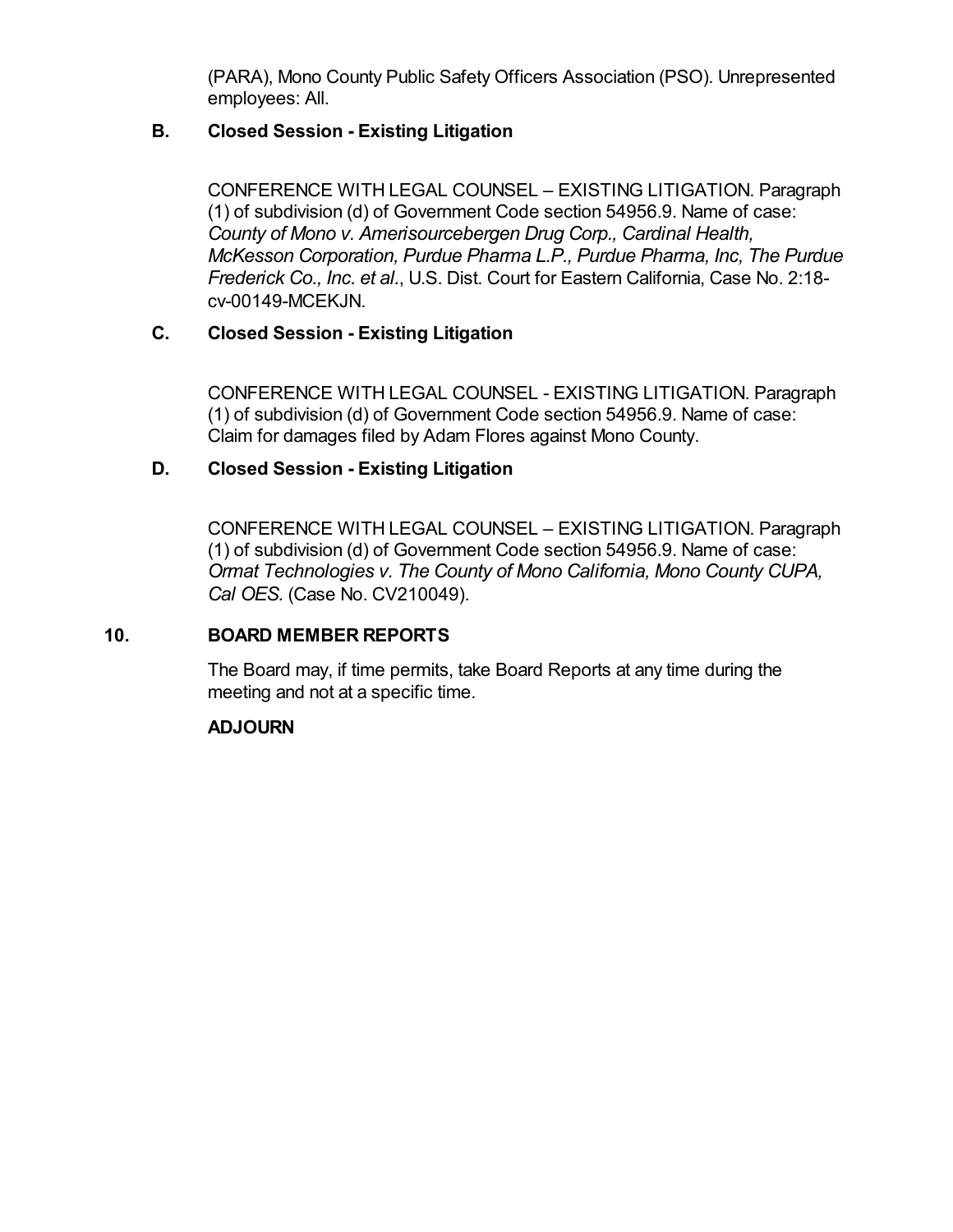(PARA), Mono County Public Safety Officers Association (PSO). Unrepresented employees: All.

**B. Closed Session - Existing Litigation**

CONFERENCE WITH LEGAL COUNSEL – EXISTING LITIGATION. Paragraph (1) of subdivision (d) of Government Code section 54956.9. Name of case: *County of Mono v. Amerisourcebergen Drug Corp., Cardinal Health, McKesson Corporation, Purdue Pharma L.P., Purdue Pharma, Inc, The Purdue Frederick Co., Inc. et al*., U.S. Dist. Court for Eastern California, Case No. 2:18-cv-00149-MCEKJN.

**C. Closed Session - Existing Litigation**

CONFERENCE WITH LEGAL COUNSEL - EXISTING LITIGATION. Paragraph (1) of subdivision (d) of Government Code section 54956.9. Name of case: Claim for damages filed by Adam Flores against Mono County.

**D. Closed Session - Existing Litigation**

CONFERENCE WITH LEGAL COUNSEL – EXISTING LITIGATION. Paragraph (1) of subdivision (d) of Government Code section 54956.9. Name of case: *Ormat Technologies v. The County of Mono California, Mono County CUPA, Cal OES.* (Case No. CV210049).

## 10. BOARD MEMBER REPORTS

The Board may, if time permits, take Board Reports at any time during the meeting and not at a specific time.

**ADJOURN**